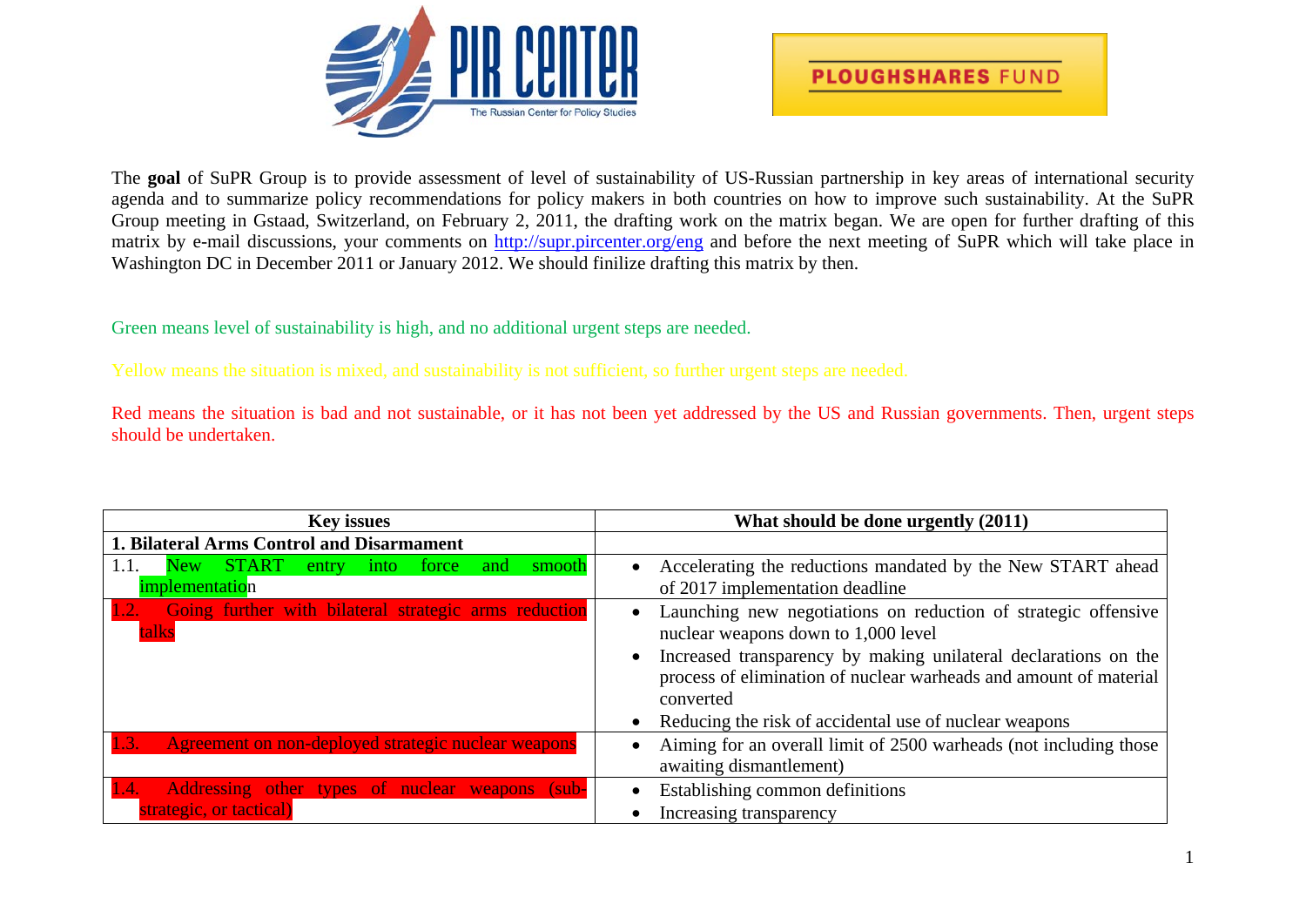The **goal** of SuPR Group is to provide assessment of level of sustainability of US-Russian partnership in key areas of international security agenda and to summarize policy recommendations for policy makers in both countries on how to improve such sustainability. At the SuPR Group meeting in Gstaad, Switzerland, on February 2, 2011, the drafting work on the matrix began. We are open for further drafting of this matrix by e-mail discussions, your comments on http://supr.pircenter.org/eng and before the next meeting of SuPR which will take place in Washington DC in December 2011 or January 2012. We should finilize drafting this matrix by then.

Green means level of sustainability is high, and no additional urgent steps are needed.

Yellow means the situation is mixed, and sustainability is not sufficient, so further urgent steps are needed.

Red means the situation is bad and not sustainable, or it has not been yet addressed by the US and Russian governments. Then, urgent steps should be undertaken.

| Key issues | What should be done urgently (2011) |
|---|---|
| **1. Bilateral Arms Control and Disarmament** | |
| 1.1. New START entry into force and smooth implementation | • Accelerating the reductions mandated by the New START ahead of 2017 implementation deadline |
| 1.2. Going further with bilateral strategic arms reduction talks | • Launching new negotiations on reduction of strategic offensive nuclear weapons down to 1,000 level<br>• Increased transparency by making unilateral declarations on the process of elimination of nuclear warheads and amount of material converted<br>• Reducing the risk of accidental use of nuclear weapons |
| 1.3. Agreement on non-deployed strategic nuclear weapons | • Aiming for an overall limit of 2500 warheads (not including those awaiting dismantlement) |
| 1.4. Addressing other types of nuclear weapons (sub-strategic, or tactical) | • Establishing common definitions<br>• Increasing transparency |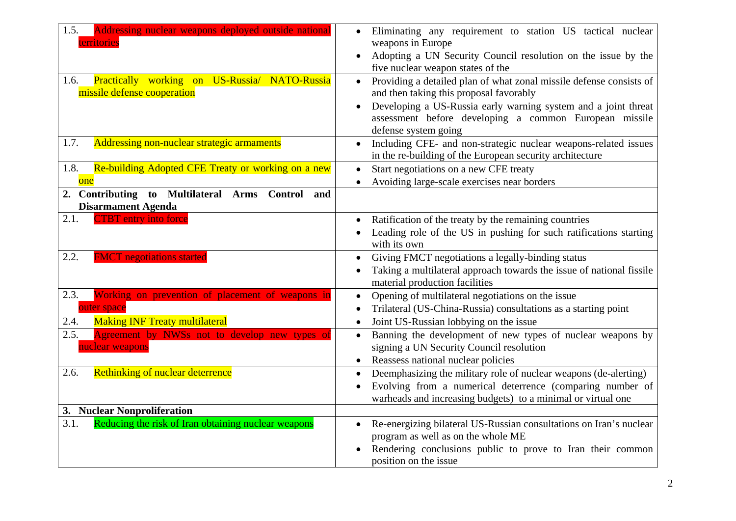| | |
|---|---|
| 1.5. Addressing nuclear weapons deployed outside national territories | • Eliminating any requirement to station US tactical nuclear weapons in Europe<br>• Adopting a UN Security Council resolution on the issue by the five nuclear weapon states of the |
| 1.6. Practically working on US-Russia/ NATO-Russia missile defense cooperation | • Providing a detailed plan of what zonal missile defense consists of and then taking this proposal favorably<br>• Developing a US-Russia early warning system and a joint threat assessment before developing a common European missile defense system going |
| 1.7. Addressing non-nuclear strategic armaments | • Including CFE- and non-strategic nuclear weapons-related issues in the re-building of the European security architecture |
| 1.8. Re-building Adopted CFE Treaty or working on a new one | • Start negotiations on a new CFE treaty<br>• Avoiding large-scale exercises near borders |
| **2. Contributing to Multilateral Arms Control and Disarmament Agenda** | |
| 2.1. CTBT entry into force | • Ratification of the treaty by the remaining countries<br>• Leading role of the US in pushing for such ratifications starting with its own |
| 2.2. FMCT negotiations started | • Giving FMCT negotiations a legally-binding status<br>• Taking a multilateral approach towards the issue of national fissile material production facilities |
| 2.3. Working on prevention of placement of weapons in outer space | • Opening of multilateral negotiations on the issue<br>• Trilateral (US-China-Russia) consultations as a starting point |
| 2.4. Making INF Treaty multilateral | • Joint US-Russian lobbying on the issue |
| 2.5. Agreement by NWSs not to develop new types of nuclear weapons | • Banning the development of new types of nuclear weapons by signing a UN Security Council resolution<br>• Reassess national nuclear policies |
| 2.6. Rethinking of nuclear deterrence | • Deemphasizing the military role of nuclear weapons (de-alerting)<br>• Evolving from a numerical deterrence (comparing number of warheads and increasing budgets) to a minimal or virtual one |
| **3. Nuclear Nonproliferation** | |
| 3.1. Reducing the risk of Iran obtaining nuclear weapons | • Re-energizing bilateral US-Russian consultations on Iran's nuclear program as well as on the whole ME<br>• Rendering conclusions public to prove to Iran their common position on the issue |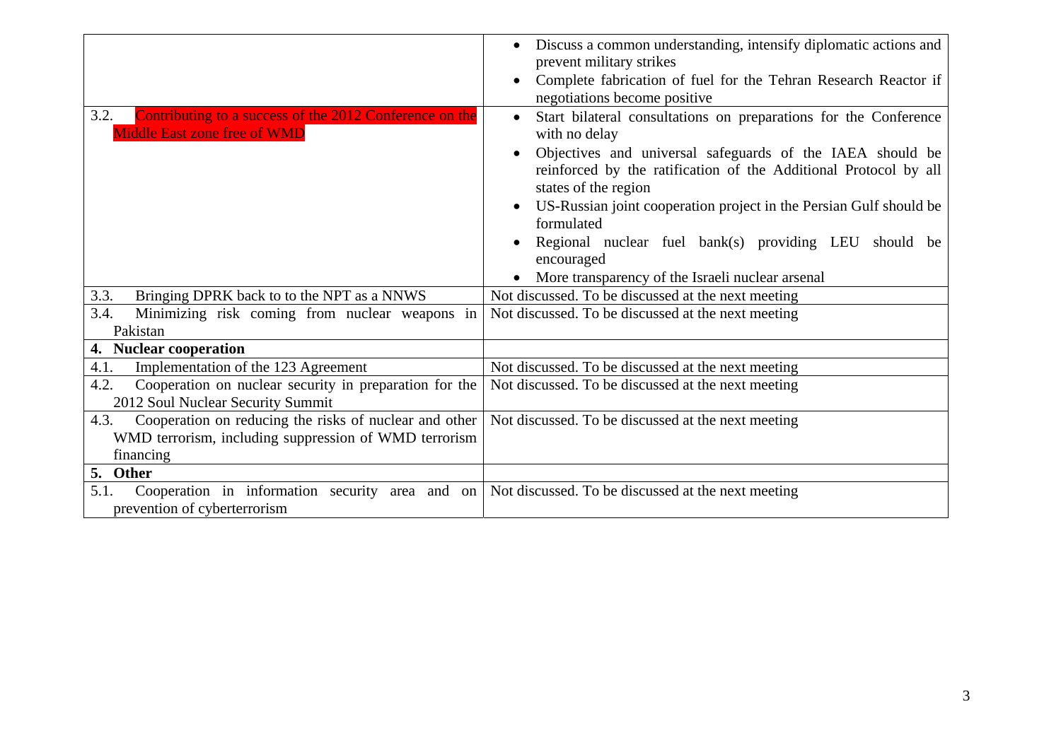| | |
|---|---|
| | • Discuss a common understanding, intensify diplomatic actions and prevent military strikes<br>• Complete fabrication of fuel for the Tehran Research Reactor if negotiations become positive |
| 3.2. Contributing to a success of the 2012 Conference on the Middle East zone free of WMD | • Start bilateral consultations on preparations for the Conference with no delay<br>• Objectives and universal safeguards of the IAEA should be reinforced by the ratification of the Additional Protocol by all states of the region<br>• US-Russian joint cooperation project in the Persian Gulf should be formulated<br>• Regional nuclear fuel bank(s) providing LEU should be encouraged<br>• More transparency of the Israeli nuclear arsenal |
| 3.3. Bringing DPRK back to to the NPT as a NNWS | Not discussed. To be discussed at the next meeting |
| 3.4. Minimizing risk coming from nuclear weapons in Pakistan | Not discussed. To be discussed at the next meeting |
| **4. Nuclear cooperation** | |
| 4.1. Implementation of the 123 Agreement | Not discussed. To be discussed at the next meeting |
| 4.2. Cooperation on nuclear security in preparation for the 2012 Soul Nuclear Security Summit | Not discussed. To be discussed at the next meeting |
| 4.3. Cooperation on reducing the risks of nuclear and other WMD terrorism, including suppression of WMD terrorism financing | Not discussed. To be discussed at the next meeting |
| **5. Other** | |
| 5.1. Cooperation in information security area and on prevention of cyberterrorism | Not discussed. To be discussed at the next meeting |